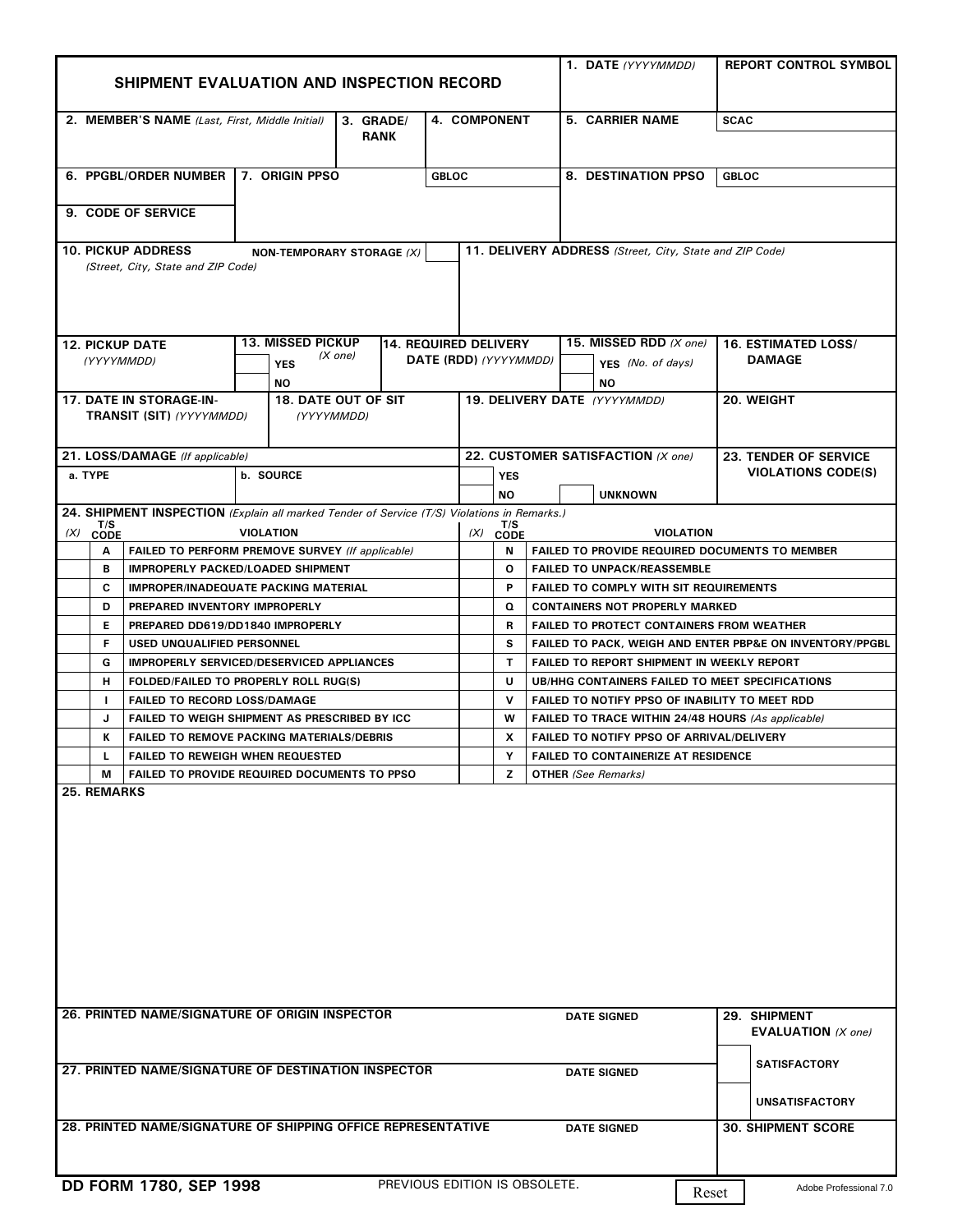# SHIPMENT EVALUATION AND INSPECTION RECORD

| **1. DATE** *(YYYYMMDD)* | **REPORT CONTROL SYMBOL** |
|---|---|
| | |

| **2. MEMBER'S NAME** *(Last, First, Middle Initial)* | **3. GRADE/ RANK** | **4. COMPONENT** | **5. CARRIER NAME** | **SCAC** |
|---|---|---|---|---|
| | | | | |

| **6. PPGBL/ORDER NUMBER** | **7. ORIGIN PPSO** | **GBLOC** | **8. DESTINATION PPSO** | **GBLOC** |
|---|---|---|---|---|
| | | | | |
| **9. CODE OF SERVICE** | | | | |
| | | | | |

| **10. PICKUP ADDRESS** *(Street, City, State and ZIP Code)* | **NON-TEMPORARY STORAGE** *(X)* | **11. DELIVERY ADDRESS** *(Street, City, State and ZIP Code)* |
|---|---|---|
| | | |

| **12. PICKUP DATE** *(YYYYMMDD)* | **13. MISSED PICKUP** *(X one)* | **14. REQUIRED DELIVERY DATE (RDD)** *(YYYYMMDD)* | **15. MISSED RDD** *(X one)* | **16. ESTIMATED LOSS/ DAMAGE** |
|---|---|---|---|---|
| | YES | | YES *(No. of days)* | |
| | NO | | NO | |

| **17. DATE IN STORAGE-IN-TRANSIT (SIT)** *(YYYYMMDD)* | **18. DATE OUT OF SIT** *(YYYYMMDD)* | **19. DELIVERY DATE** *(YYYYMMDD)* | **20. WEIGHT** |
|---|---|---|---|
| | | | |

| **21. LOSS/DAMAGE** *(If applicable)* | | **22. CUSTOMER SATISFACTION** *(X one)* | | **23. TENDER OF SERVICE VIOLATIONS CODE(S)** |
|---|---|---|---|---|
| **a. TYPE** | **b. SOURCE** | YES | | |
| | | NO | UNKNOWN | |

**24. SHIPMENT INSPECTION** *(Explain all marked Tender of Service (T/S) Violations in Remarks.)*

| *(X)* | T/S CODE | VIOLATION | *(X)* | T/S CODE | VIOLATION |
|---|---|---|---|---|---|
| | A | FAILED TO PERFORM PREMOVE SURVEY *(If applicable)* | | N | FAILED TO PROVIDE REQUIRED DOCUMENTS TO MEMBER |
| | B | IMPROPERLY PACKED/LOADED SHIPMENT | | O | FAILED TO UNPACK/REASSEMBLE |
| | C | IMPROPER/INADEQUATE PACKING MATERIAL | | P | FAILED TO COMPLY WITH SIT REQUIREMENTS |
| | D | PREPARED INVENTORY IMPROPERLY | | Q | CONTAINERS NOT PROPERLY MARKED |
| | E | PREPARED DD619/DD1840 IMPROPERLY | | R | FAILED TO PROTECT CONTAINERS FROM WEATHER |
| | F | USED UNQUALIFIED PERSONNEL | | S | FAILED TO PACK, WEIGH AND ENTER PBP&E ON INVENTORY/PPGBL |
| | G | IMPROPERLY SERVICED/DESERVICED APPLIANCES | | T | FAILED TO REPORT SHIPMENT IN WEEKLY REPORT |
| | H | FOLDED/FAILED TO PROPERLY ROLL RUG(S) | | U | UB/HHG CONTAINERS FAILED TO MEET SPECIFICATIONS |
| | I | FAILED TO RECORD LOSS/DAMAGE | | V | FAILED TO NOTIFY PPSO OF INABILITY TO MEET RDD |
| | J | FAILED TO WEIGH SHIPMENT AS PRESCRIBED BY ICC | | W | FAILED TO TRACE WITHIN 24/48 HOURS *(As applicable)* |
| | K | FAILED TO REMOVE PACKING MATERIALS/DEBRIS | | X | FAILED TO NOTIFY PPSO OF ARRIVAL/DELIVERY |
| | L | FAILED TO REWEIGH WHEN REQUESTED | | Y | FAILED TO CONTAINERIZE AT RESIDENCE |
| | M | FAILED TO PROVIDE REQUIRED DOCUMENTS TO PPSO | | Z | OTHER *(See Remarks)* |

**25. REMARKS**

| **26. PRINTED NAME/SIGNATURE OF ORIGIN INSPECTOR** | **DATE SIGNED** | **29. SHIPMENT EVALUATION** *(X one)* |
|---|---|---|
| | | SATISFACTORY |
| **27. PRINTED NAME/SIGNATURE OF DESTINATION INSPECTOR** | **DATE SIGNED** | UNSATISFACTORY |
| **28. PRINTED NAME/SIGNATURE OF SHIPPING OFFICE REPRESENTATIVE** | **DATE SIGNED** | **30. SHIPMENT SCORE** |
| | | |

**DD FORM 1780, SEP 1998** PREVIOUS EDITION IS OBSOLETE. Reset Adobe Professional 7.0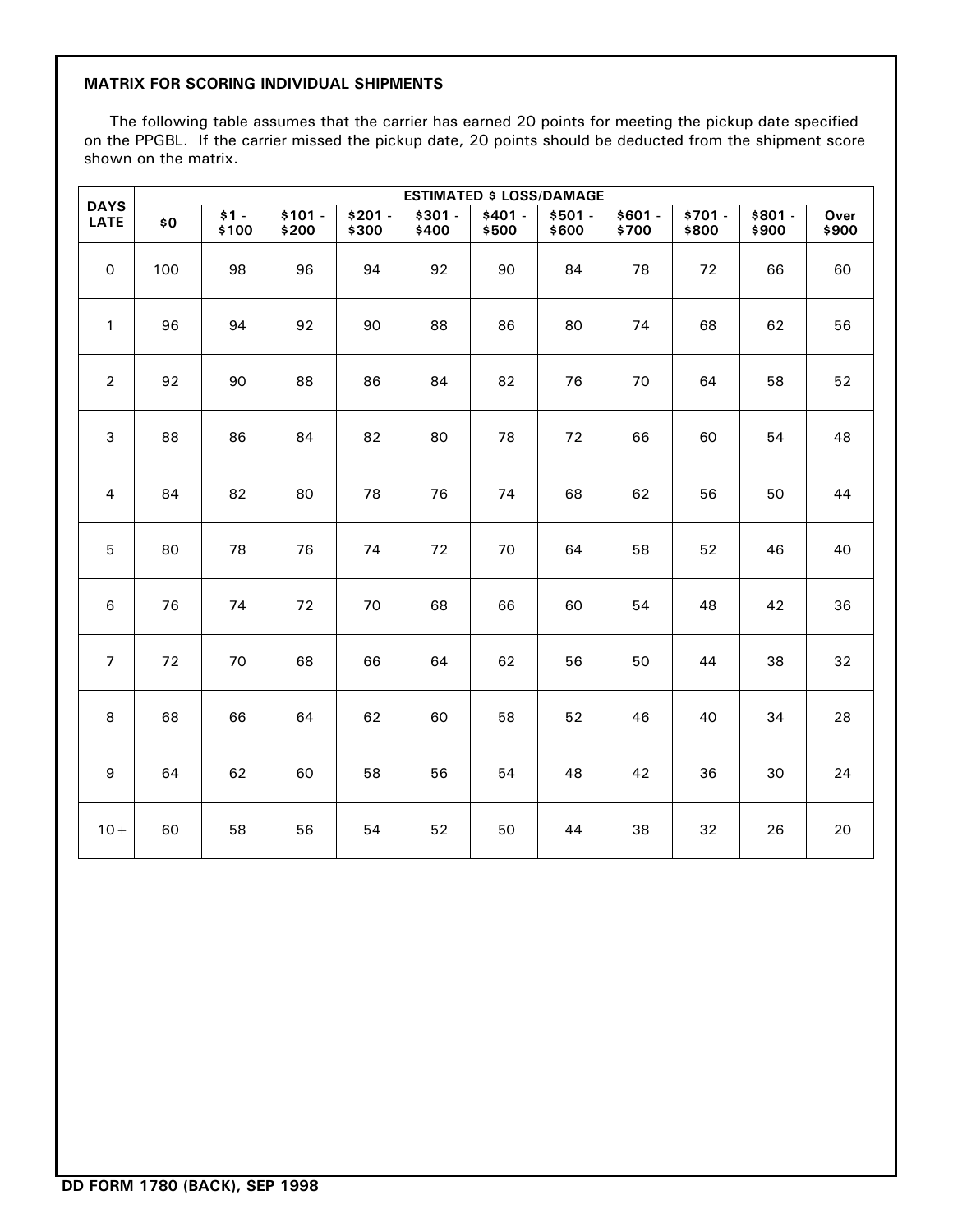## MATRIX FOR SCORING INDIVIDUAL SHIPMENTS

The following table assumes that the carrier has earned 20 points for meeting the pickup date specified on the PPGBL. If the carrier missed the pickup date, 20 points should be deducted from the shipment score shown on the matrix.

| DAYS LATE | ESTIMATED $ LOSS/DAMAGE | | | | | | | | | | |
|---|---|---|---|---|---|---|---|---|---|---|---|
| | $0 | $1 - $100 | $101 - $200 | $201 - $300 | $301 - $400 | $401 - $500 | $501 - $600 | $601 - $700 | $701 - $800 | $801 - $900 | Over $900 |
| 0 | 100 | 98 | 96 | 94 | 92 | 90 | 84 | 78 | 72 | 66 | 60 |
| 1 | 96 | 94 | 92 | 90 | 88 | 86 | 80 | 74 | 68 | 62 | 56 |
| 2 | 92 | 90 | 88 | 86 | 84 | 82 | 76 | 70 | 64 | 58 | 52 |
| 3 | 88 | 86 | 84 | 82 | 80 | 78 | 72 | 66 | 60 | 54 | 48 |
| 4 | 84 | 82 | 80 | 78 | 76 | 74 | 68 | 62 | 56 | 50 | 44 |
| 5 | 80 | 78 | 76 | 74 | 72 | 70 | 64 | 58 | 52 | 46 | 40 |
| 6 | 76 | 74 | 72 | 70 | 68 | 66 | 60 | 54 | 48 | 42 | 36 |
| 7 | 72 | 70 | 68 | 66 | 64 | 62 | 56 | 50 | 44 | 38 | 32 |
| 8 | 68 | 66 | 64 | 62 | 60 | 58 | 52 | 46 | 40 | 34 | 28 |
| 9 | 64 | 62 | 60 | 58 | 56 | 54 | 48 | 42 | 36 | 30 | 24 |
| 10+ | 60 | 58 | 56 | 54 | 52 | 50 | 44 | 38 | 32 | 26 | 20 |

DD FORM 1780 (BACK), SEP 1998